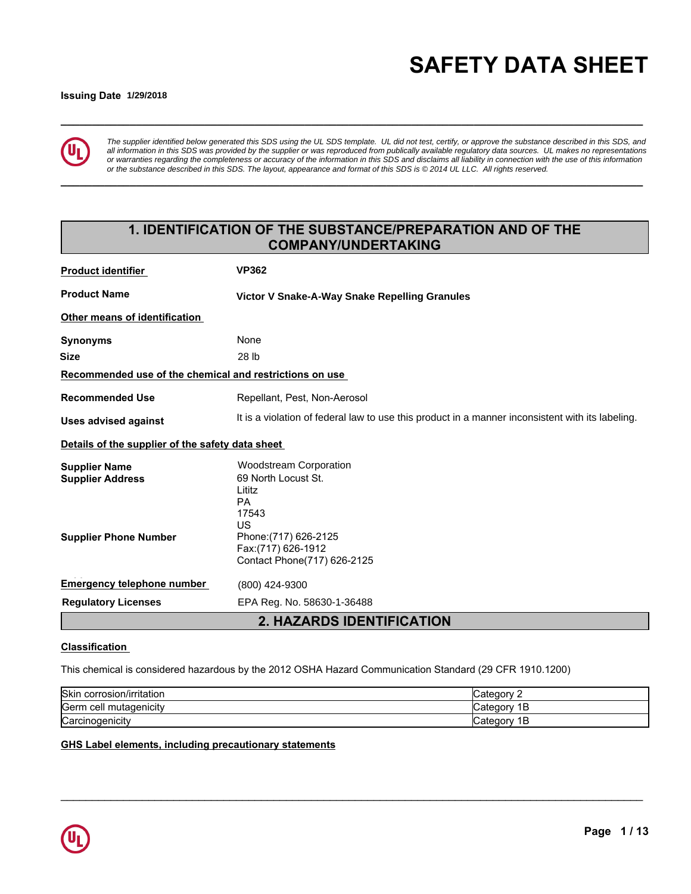# SAFETY DATA SHEET

**Issuing Date** **1/29/2018**

*The supplier identified below generated this SDS using the UL SDS template. UL did not test, certify, or approve the substance described in this SDS, and all information in this SDS was provided by the supplier or was reproduced from publically available regulatory data sources. UL makes no representations or warranties regarding the completeness or accuracy of the information in this SDS and disclaims all liability in connection with the use of this information or the substance described in this SDS. The layout, appearance and format of this SDS is © 2014 UL LLC. All rights reserved.*

## 1. IDENTIFICATION OF THE SUBSTANCE/PREPARATION AND OF THE COMPANY/UNDERTAKING

**Product identifier** **VP362**

**Product Name** **Victor V Snake-A-Way Snake Repelling Granules**

**Other means of identification**

**Synonyms** None

**Size** 28 lb

**Recommended use of the chemical and restrictions on use**

**Recommended Use** Repellant, Pest, Non-Aerosol

**Uses advised against** It is a violation of federal law to use this product in a manner inconsistent with its labeling.

**Details of the supplier of the safety data sheet**

**Supplier Name** Woodstream Corporation

**Supplier Address** 69 North Locust St.
Lititz
PA
17543
US

**Supplier Phone Number** Phone:(717) 626-2125
Fax:(717) 626-1912
Contact Phone(717) 626-2125

**Emergency telephone number** (800) 424-9300

**Regulatory Licenses** EPA Reg. No. 58630-1-36488

## 2. HAZARDS IDENTIFICATION

**Classification**

This chemical is considered hazardous by the 2012 OSHA Hazard Communication Standard (29 CFR 1910.1200)

| | |
|---|---|
| Skin corrosion/irritation | Category 2 |
| Germ cell mutagenicity | Category 1B |
| Carcinogenicity | Category 1B |

**GHS Label elements, including precautionary statements**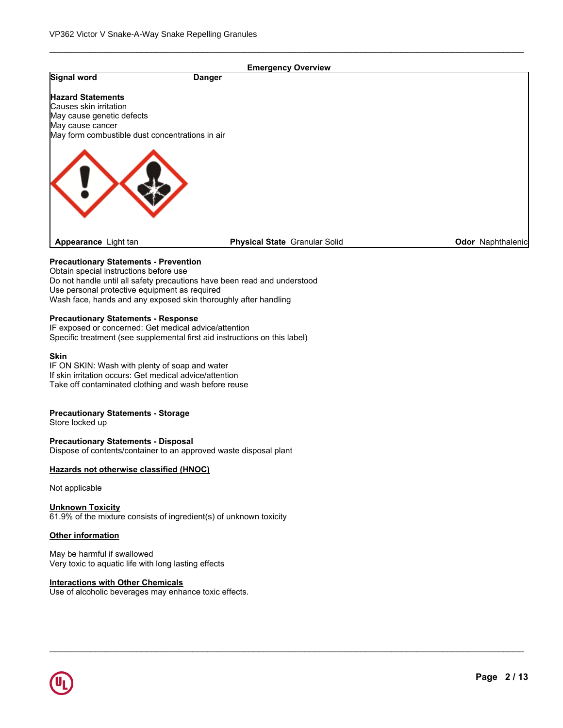## Emergency Overview

| Signal word | Danger |
|---|---|

**Hazard Statements**
Causes skin irritation
May cause genetic defects
May cause cancer
May form combustible dust concentrations in air

| **Appearance** Light tan | **Physical State** Granular Solid | **Odor** Naphthalenic |
|---|---|---|

**Precautionary Statements - Prevention**
Obtain special instructions before use
Do not handle until all safety precautions have been read and understood
Use personal protective equipment as required
Wash face, hands and any exposed skin thoroughly after handling

**Precautionary Statements - Response**
IF exposed or concerned: Get medical advice/attention
Specific treatment (see supplemental first aid instructions on this label)

**Skin**
IF ON SKIN: Wash with plenty of soap and water
If skin irritation occurs: Get medical advice/attention
Take off contaminated clothing and wash before reuse

**Precautionary Statements - Storage**
Store locked up

**Precautionary Statements - Disposal**
Dispose of contents/container to an approved waste disposal plant

**Hazards not otherwise classified (HNOC)**

Not applicable

**Unknown Toxicity**
61.9% of the mixture consists of ingredient(s) of unknown toxicity

**Other information**

May be harmful if swallowed
Very toxic to aquatic life with long lasting effects

**Interactions with Other Chemicals**
Use of alcoholic beverages may enhance toxic effects.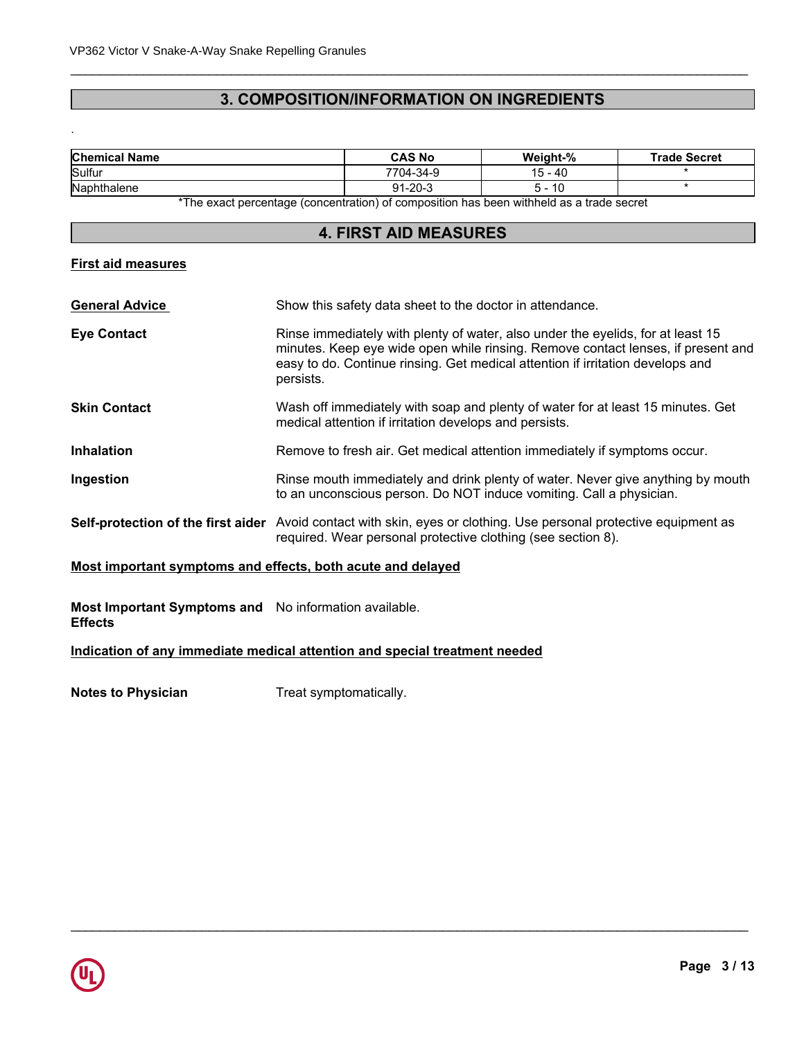## 3. COMPOSITION/INFORMATION ON INGREDIENTS

.

| Chemical Name | CAS No | Weight-% | Trade Secret |
|---|---|---|---|
| Sulfur | 7704-34-9 | 15 - 40 | * |
| Naphthalene | 91-20-3 | 5 - 10 | * |

*The exact percentage (concentration) of composition has been withheld as a trade secret

## 4. FIRST AID MEASURES

**First aid measures**

**General Advice** Show this safety data sheet to the doctor in attendance.

**Eye Contact** Rinse immediately with plenty of water, also under the eyelids, for at least 15 minutes. Keep eye wide open while rinsing. Remove contact lenses, if present and easy to do. Continue rinsing. Get medical attention if irritation develops and persists.

**Skin Contact** Wash off immediately with soap and plenty of water for at least 15 minutes. Get medical attention if irritation develops and persists.

**Inhalation** Remove to fresh air. Get medical attention immediately if symptoms occur.

**Ingestion** Rinse mouth immediately and drink plenty of water. Never give anything by mouth to an unconscious person. Do NOT induce vomiting. Call a physician.

**Self-protection of the first aider** Avoid contact with skin, eyes or clothing. Use personal protective equipment as required. Wear personal protective clothing (see section 8).

**Most important symptoms and effects, both acute and delayed**

**Most Important Symptoms and Effects** No information available.

**Indication of any immediate medical attention and special treatment needed**

**Notes to Physician** Treat symptomatically.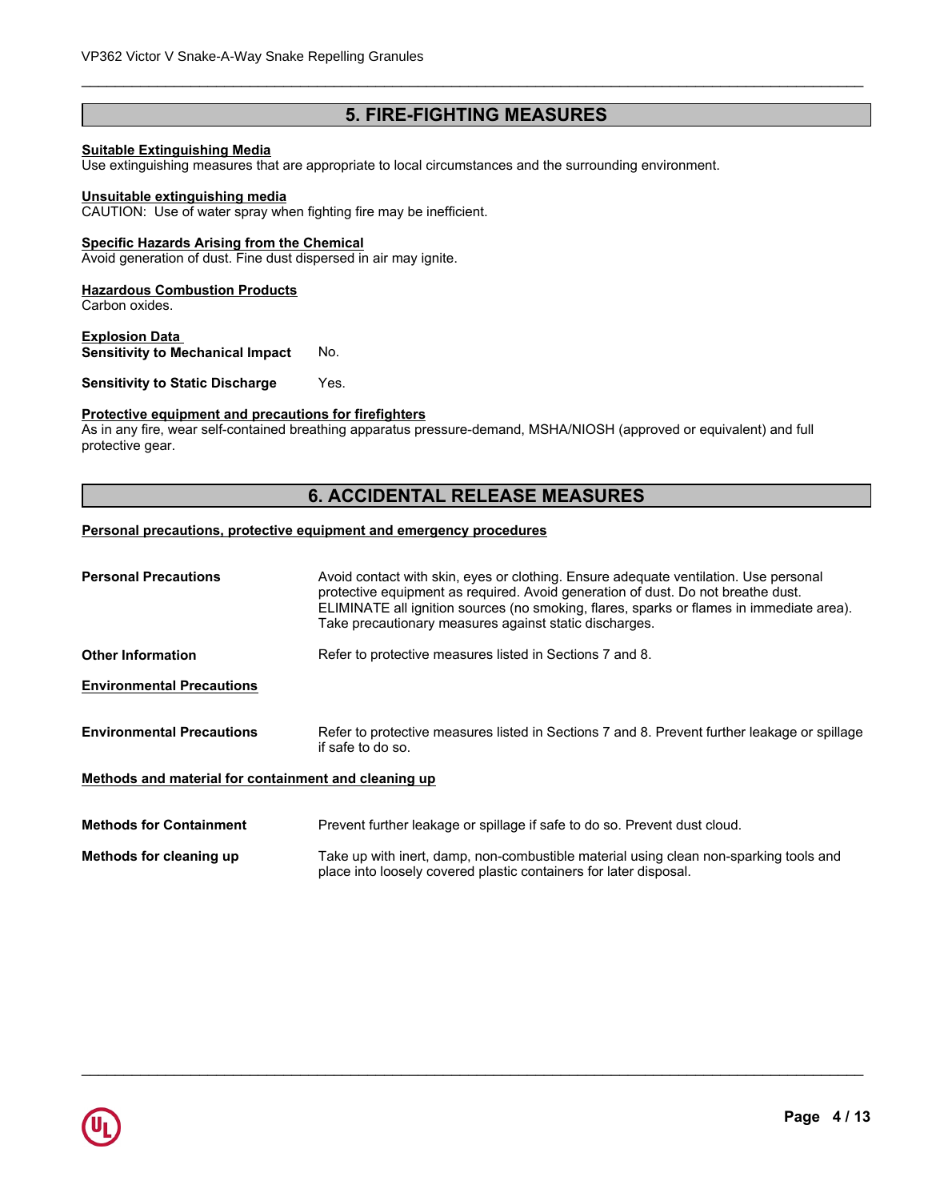## 5. FIRE-FIGHTING MEASURES

**Suitable Extinguishing Media**
Use extinguishing measures that are appropriate to local circumstances and the surrounding environment.

**Unsuitable extinguishing media**
CAUTION: Use of water spray when fighting fire may be inefficient.

**Specific Hazards Arising from the Chemical**
Avoid generation of dust. Fine dust dispersed in air may ignite.

**Hazardous Combustion Products**
Carbon oxides.

**Explosion Data**

| | |
|---|---|
| **Sensitivity to Mechanical Impact** | No. |
| **Sensitivity to Static Discharge** | Yes. |

**Protective equipment and precautions for firefighters**
As in any fire, wear self-contained breathing apparatus pressure-demand, MSHA/NIOSH (approved or equivalent) and full protective gear.

## 6. ACCIDENTAL RELEASE MEASURES

**Personal precautions, protective equipment and emergency procedures**

| | |
|---|---|
| **Personal Precautions** | Avoid contact with skin, eyes or clothing. Ensure adequate ventilation. Use personal protective equipment as required. Avoid generation of dust. Do not breathe dust. ELIMINATE all ignition sources (no smoking, flares, sparks or flames in immediate area). Take precautionary measures against static discharges. |
| **Other Information** | Refer to protective measures listed in Sections 7 and 8. |

**Environmental Precautions**

| | |
|---|---|
| **Environmental Precautions** | Refer to protective measures listed in Sections 7 and 8. Prevent further leakage or spillage if safe to do so. |

**Methods and material for containment and cleaning up**

| | |
|---|---|
| **Methods for Containment** | Prevent further leakage or spillage if safe to do so. Prevent dust cloud. |
| **Methods for cleaning up** | Take up with inert, damp, non-combustible material using clean non-sparking tools and place into loosely covered plastic containers for later disposal. |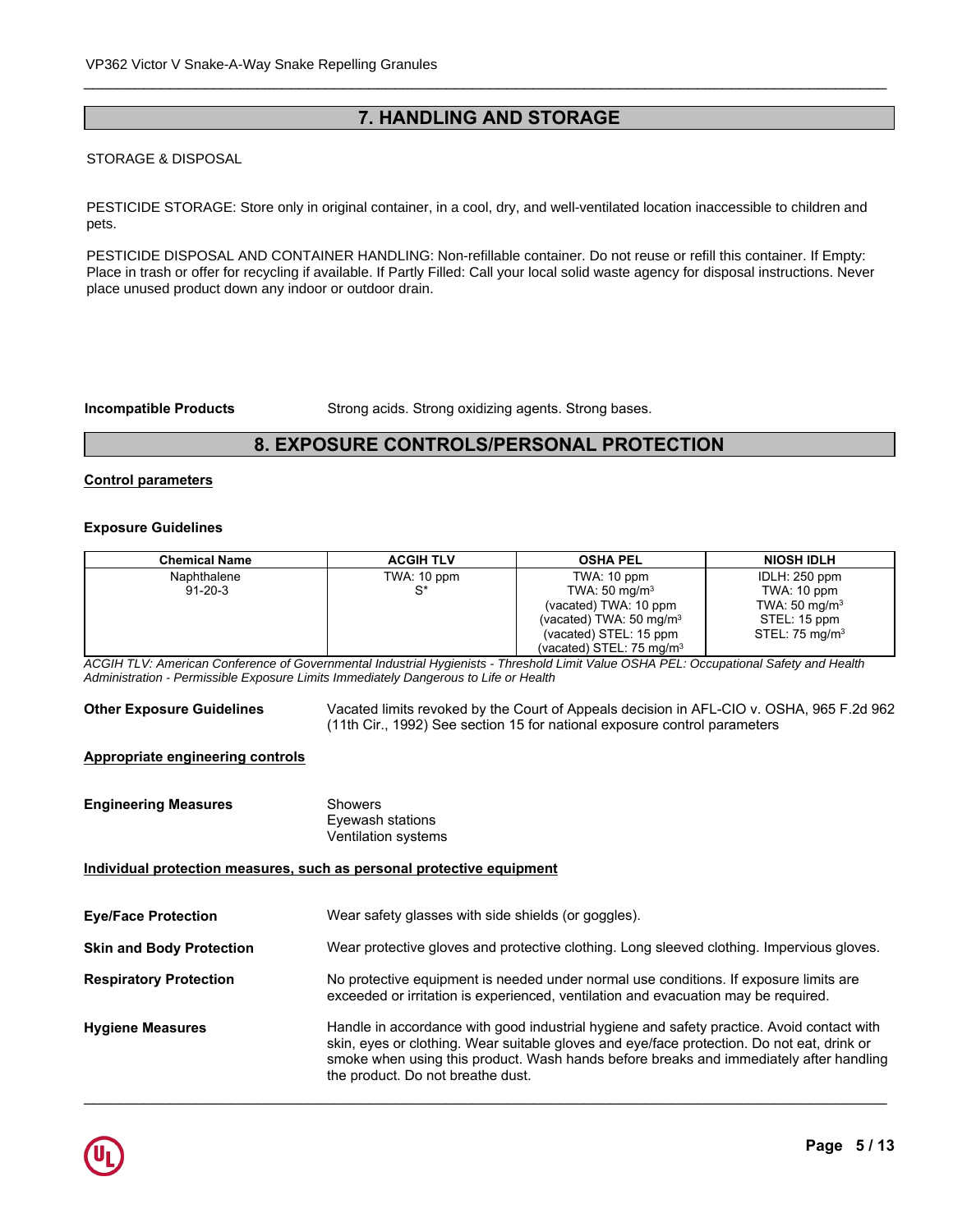## 7. HANDLING AND STORAGE

STORAGE & DISPOSAL

PESTICIDE STORAGE: Store only in original container, in a cool, dry, and well-ventilated location inaccessible to children and pets.

PESTICIDE DISPOSAL AND CONTAINER HANDLING: Non-refillable container. Do not reuse or refill this container. If Empty: Place in trash or offer for recycling if available. If Partly Filled: Call your local solid waste agency for disposal instructions. Never place unused product down any indoor or outdoor drain.

**Incompatible Products** Strong acids. Strong oxidizing agents. Strong bases.

## 8. EXPOSURE CONTROLS/PERSONAL PROTECTION

**Control parameters**

**Exposure Guidelines**

| Chemical Name | ACGIH TLV | OSHA PEL | NIOSH IDLH |
|---|---|---|---|
| Naphthalene<br>91-20-3 | TWA: 10 ppm<br>S* | TWA: 10 ppm<br>TWA: 50 mg/m³<br>(vacated) TWA: 10 ppm<br>(vacated) TWA: 50 mg/m³<br>(vacated) STEL: 15 ppm<br>(vacated) STEL: 75 mg/m³ | IDLH: 250 ppm<br>TWA: 10 ppm<br>TWA: 50 mg/m³<br>STEL: 15 ppm<br>STEL: 75 mg/m³ |

*ACGIH TLV: American Conference of Governmental Industrial Hygienists - Threshold Limit Value OSHA PEL: Occupational Safety and Health Administration - Permissible Exposure Limits Immediately Dangerous to Life or Health*

**Other Exposure Guidelines** Vacated limits revoked by the Court of Appeals decision in AFL-CIO v. OSHA, 965 F.2d 962 (11th Cir., 1992) See section 15 for national exposure control parameters

**Appropriate engineering controls**

**Engineering Measures** Showers
Eyewash stations
Ventilation systems

**Individual protection measures, such as personal protective equipment**

**Eye/Face Protection** Wear safety glasses with side shields (or goggles).

**Skin and Body Protection** Wear protective gloves and protective clothing. Long sleeved clothing. Impervious gloves.

**Respiratory Protection** No protective equipment is needed under normal use conditions. If exposure limits are exceeded or irritation is experienced, ventilation and evacuation may be required.

**Hygiene Measures** Handle in accordance with good industrial hygiene and safety practice. Avoid contact with skin, eyes or clothing. Wear suitable gloves and eye/face protection. Do not eat, drink or smoke when using this product. Wash hands before breaks and immediately after handling the product. Do not breathe dust.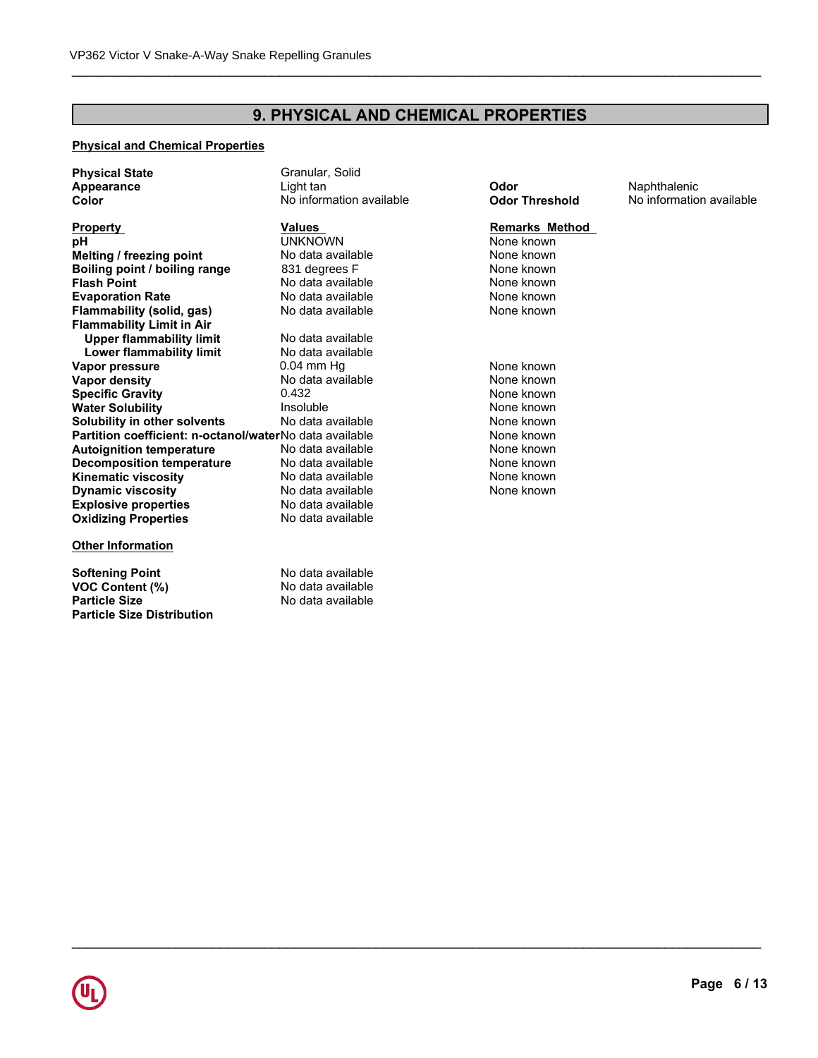## 9. PHYSICAL AND CHEMICAL PROPERTIES

### Physical and Chemical Properties

| | | | |
|---|---|---|---|
| **Physical State** | Granular, Solid | | |
| **Appearance** | Light tan | **Odor** | Naphthalenic |
| **Color** | No information available | **Odor Threshold** | No information available |

| Property | Values | Remarks Method |
|---|---|---|
| **pH** | UNKNOWN | None known |
| **Melting / freezing point** | No data available | None known |
| **Boiling point / boiling range** | 831 degrees F | None known |
| **Flash Point** | No data available | None known |
| **Evaporation Rate** | No data available | None known |
| **Flammability (solid, gas)** | No data available | None known |
| **Flammability Limit in Air** | | |
| **Upper flammability limit** | No data available | |
| **Lower flammability limit** | No data available | |
| **Vapor pressure** | 0.04 mm Hg | None known |
| **Vapor density** | No data available | None known |
| **Specific Gravity** | 0.432 | None known |
| **Water Solubility** | Insoluble | None known |
| **Solubility in other solvents** | No data available | None known |
| **Partition coefficient: n-octanol/water** | No data available | None known |
| **Autoignition temperature** | No data available | None known |
| **Decomposition temperature** | No data available | None known |
| **Kinematic viscosity** | No data available | None known |
| **Dynamic viscosity** | No data available | None known |
| **Explosive properties** | No data available | |
| **Oxidizing Properties** | No data available | |

### Other Information

| | |
|---|---|
| **Softening Point** | No data available |
| **VOC Content (%)** | No data available |
| **Particle Size** | No data available |
| **Particle Size Distribution** | |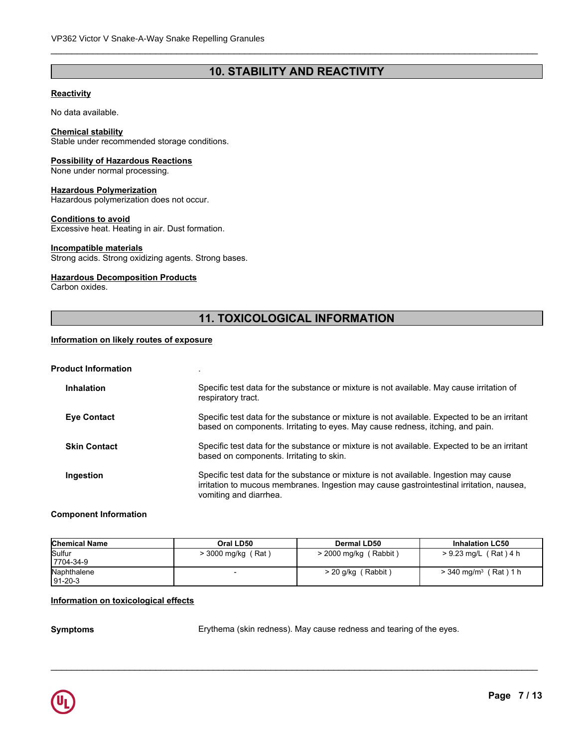## 10. STABILITY AND REACTIVITY

**Reactivity**

No data available.

**Chemical stability**
Stable under recommended storage conditions.

**Possibility of Hazardous Reactions**
None under normal processing.

**Hazardous Polymerization**
Hazardous polymerization does not occur.

**Conditions to avoid**
Excessive heat. Heating in air. Dust formation.

**Incompatible materials**
Strong acids. Strong oxidizing agents. Strong bases.

**Hazardous Decomposition Products**
Carbon oxides.

## 11. TOXICOLOGICAL INFORMATION

**Information on likely routes of exposure**

**Product Information** .

**Inhalation** Specific test data for the substance or mixture is not available. May cause irritation of respiratory tract.

**Eye Contact** Specific test data for the substance or mixture is not available. Expected to be an irritant based on components. Irritating to eyes. May cause redness, itching, and pain.

**Skin Contact** Specific test data for the substance or mixture is not available. Expected to be an irritant based on components. Irritating to skin.

**Ingestion** Specific test data for the substance or mixture is not available. Ingestion may cause irritation to mucous membranes. Ingestion may cause gastrointestinal irritation, nausea, vomiting and diarrhea.

**Component Information**

| Chemical Name | Oral LD50 | Dermal LD50 | Inhalation LC50 |
|---|---|---|---|
| Sulfur 7704-34-9 | > 3000 mg/kg ( Rat ) | > 2000 mg/kg ( Rabbit ) | > 9.23 mg/L ( Rat ) 4 h |
| Naphthalene 91-20-3 | - | > 20 g/kg ( Rabbit ) | > 340 mg/m³ ( Rat ) 1 h |

**Information on toxicological effects**

**Symptoms** Erythema (skin redness). May cause redness and tearing of the eyes.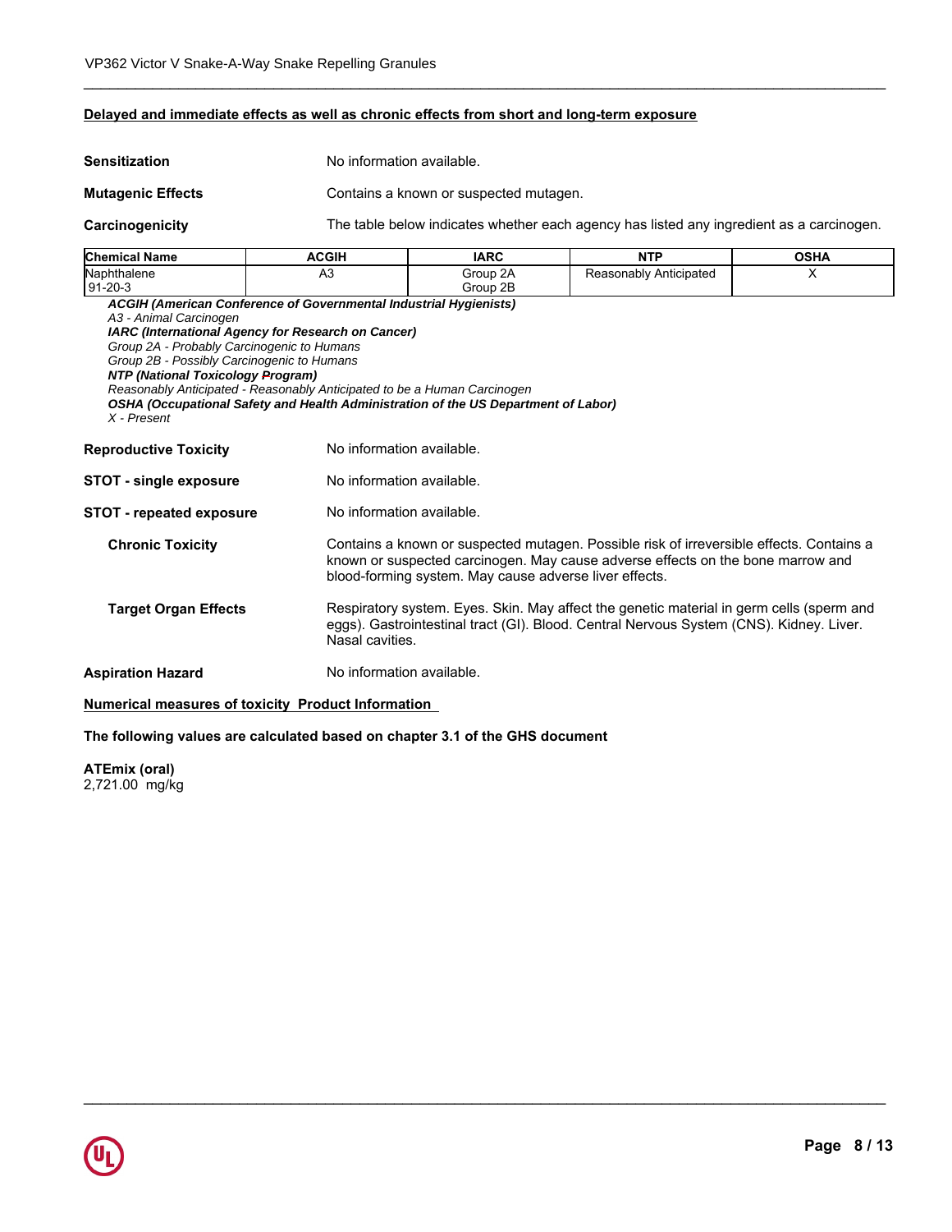**Delayed and immediate effects as well as chronic effects from short and long-term exposure**

**Sensitization** No information available.

**Mutagenic Effects** Contains a known or suspected mutagen.

**Carcinogenicity** The table below indicates whether each agency has listed any ingredient as a carcinogen.

| Chemical Name | ACGIH | IARC | NTP | OSHA |
|---|---|---|---|---|
| Naphthalene<br>91-20-3 | A3 | Group 2A<br>Group 2B | Reasonably Anticipated | X |

***ACGIH (American Conference of Governmental Industrial Hygienists)***
*A3 - Animal Carcinogen*
***IARC (International Agency for Research on Cancer)***
*Group 2A - Probably Carcinogenic to Humans*
*Group 2B - Possibly Carcinogenic to Humans*
***NTP (National Toxicology Program)***
*Reasonably Anticipated - Reasonably Anticipated to be a Human Carcinogen*
***OSHA (Occupational Safety and Health Administration of the US Department of Labor)***
*X - Present*

**Reproductive Toxicity** No information available.

**STOT - single exposure** No information available.

**STOT - repeated exposure** No information available.

**Chronic Toxicity** Contains a known or suspected mutagen. Possible risk of irreversible effects. Contains a known or suspected carcinogen. May cause adverse effects on the bone marrow and blood-forming system. May cause adverse liver effects.

**Target Organ Effects** Respiratory system. Eyes. Skin. May affect the genetic material in germ cells (sperm and eggs). Gastrointestinal tract (GI). Blood. Central Nervous System (CNS). Kidney. Liver. Nasal cavities.

**Aspiration Hazard** No information available.

**Numerical measures of toxicity Product Information**

**The following values are calculated based on chapter 3.1 of the GHS document**

**ATEmix (oral)**
2,721.00 mg/kg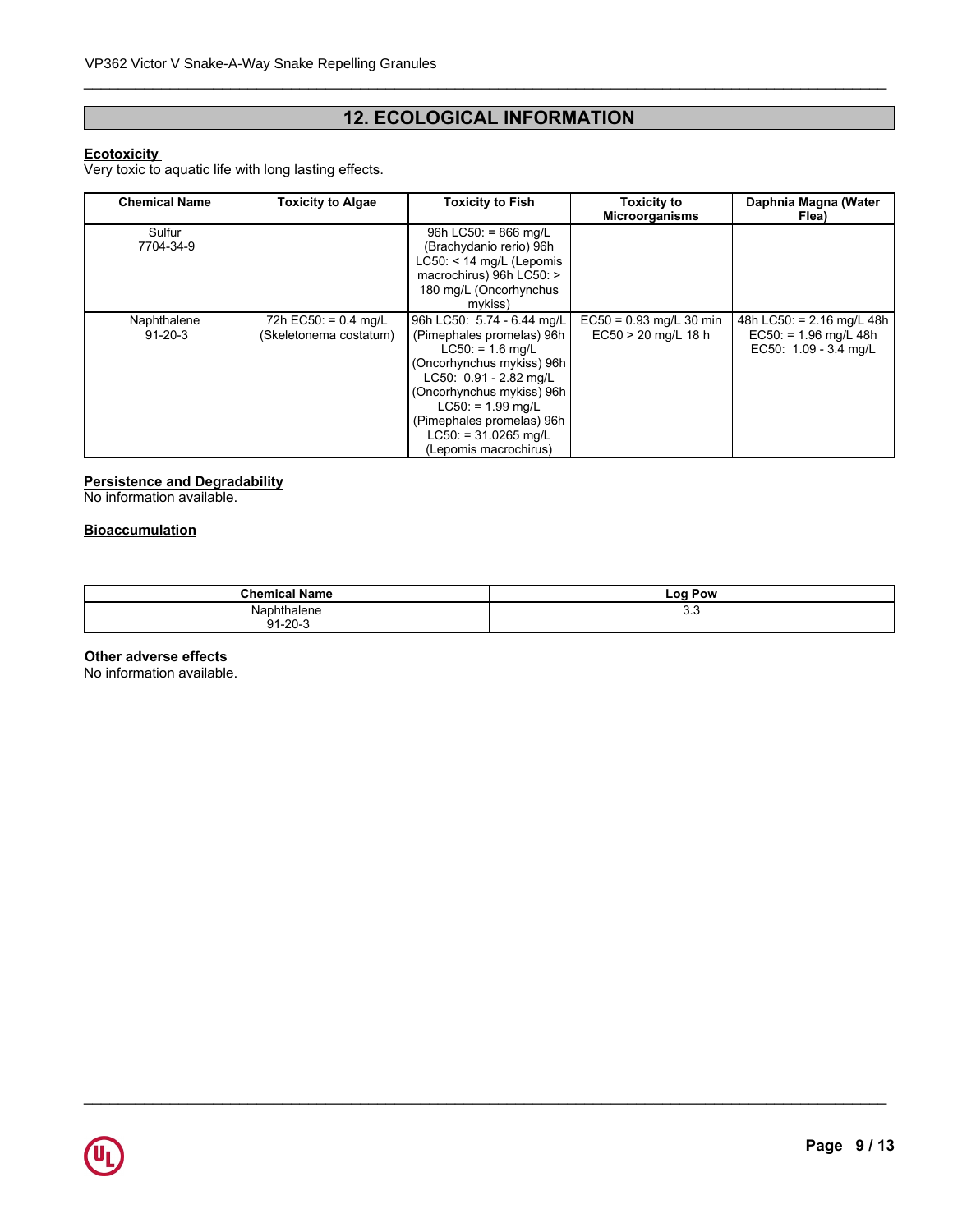## 12. ECOLOGICAL INFORMATION

**Ecotoxicity**

Very toxic to aquatic life with long lasting effects.

| Chemical Name | Toxicity to Algae | Toxicity to Fish | Toxicity to Microorganisms | Daphnia Magna (Water Flea) |
|---|---|---|---|---|
| Sulfur 7704-34-9 | | 96h LC50: = 866 mg/L (Brachydanio rerio) 96h LC50: < 14 mg/L (Lepomis macrochirus) 96h LC50: > 180 mg/L (Oncorhynchus mykiss) | | |
| Naphthalene 91-20-3 | 72h EC50: = 0.4 mg/L (Skeletonema costatum) | 96h LC50: 5.74 - 6.44 mg/L (Pimephales promelas) 96h LC50: = 1.6 mg/L (Oncorhynchus mykiss) 96h LC50: 0.91 - 2.82 mg/L (Oncorhynchus mykiss) 96h LC50: = 1.99 mg/L (Pimephales promelas) 96h LC50: = 31.0265 mg/L (Lepomis macrochirus) | EC50 = 0.93 mg/L 30 min EC50 > 20 mg/L 18 h | 48h LC50: = 2.16 mg/L 48h EC50: = 1.96 mg/L 48h EC50: 1.09 - 3.4 mg/L |

**Persistence and Degradability**

No information available.

**Bioaccumulation**

| Chemical Name | Log Pow |
|---|---|
| Naphthalene 91-20-3 | 3.3 |

**Other adverse effects**

No information available.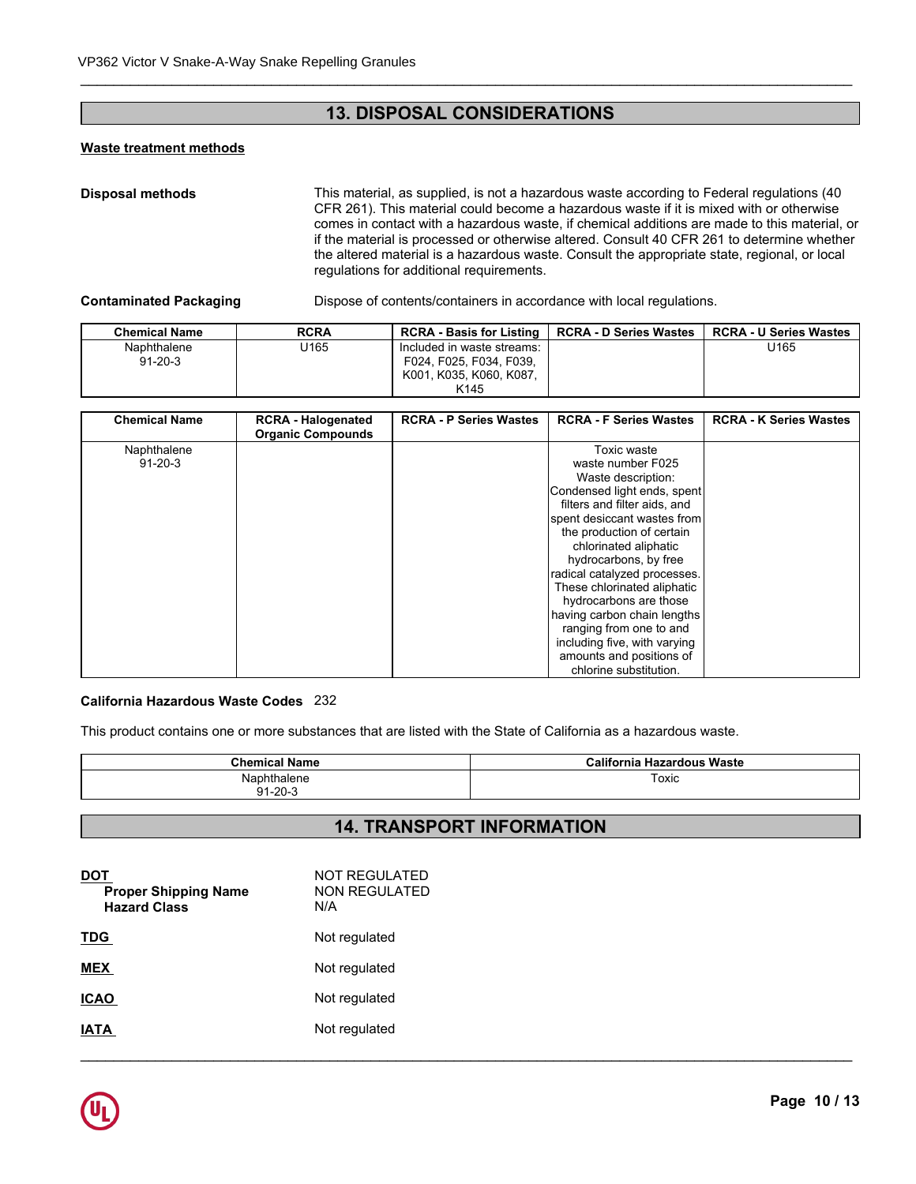## 13. DISPOSAL CONSIDERATIONS

### Waste treatment methods

**Disposal methods**

This material, as supplied, is not a hazardous waste according to Federal regulations (40 CFR 261). This material could become a hazardous waste if it is mixed with or otherwise comes in contact with a hazardous waste, if chemical additions are made to this material, or if the material is processed or otherwise altered. Consult 40 CFR 261 to determine whether the altered material is a hazardous waste. Consult the appropriate state, regional, or local regulations for additional requirements.

**Contaminated Packaging**

Dispose of contents/containers in accordance with local regulations.

| Chemical Name | RCRA | RCRA - Basis for Listing | RCRA - D Series Wastes | RCRA - U Series Wastes |
|---|---|---|---|---|
| Naphthalene 91-20-3 | U165 | Included in waste streams: F024, F025, F034, F039, K001, K035, K060, K087, K145 | | U165 |

| Chemical Name | RCRA - Halogenated Organic Compounds | RCRA - P Series Wastes | RCRA - F Series Wastes | RCRA - K Series Wastes |
|---|---|---|---|---|
| Naphthalene 91-20-3 | | | Toxic waste waste number F025 Waste description: Condensed light ends, spent filters and filter aids, and spent desiccant wastes from the production of certain chlorinated aliphatic hydrocarbons, by free radical catalyzed processes. These chlorinated aliphatic hydrocarbons are those having carbon chain lengths ranging from one to and including five, with varying amounts and positions of chlorine substitution. | |

**California Hazardous Waste Codes** 232

This product contains one or more substances that are listed with the State of California as a hazardous waste.

| Chemical Name | California Hazardous Waste |
|---|---|
| Naphthalene 91-20-3 | Toxic |

## 14. TRANSPORT INFORMATION

**DOT** NOT REGULATED
**Proper Shipping Name** NON REGULATED
**Hazard Class** N/A

**TDG** Not regulated

**MEX** Not regulated

**ICAO** Not regulated

**IATA** Not regulated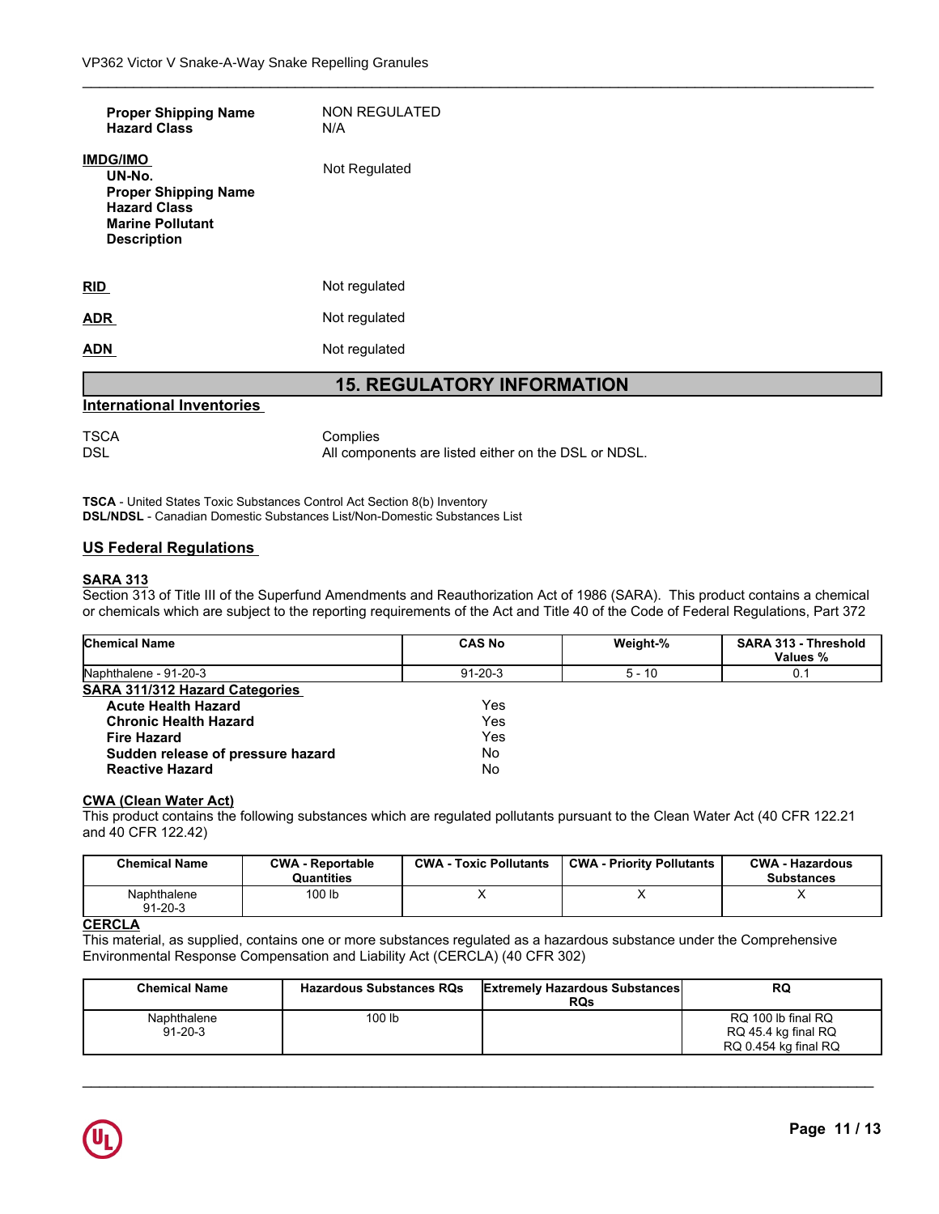| | |
|---|---|
| **Proper Shipping Name** | NON REGULATED |
| **Hazard Class** | N/A |

**IMDG/IMO**

**UN-No.**
**Proper Shipping Name**
**Hazard Class**
**Marine Pollutant**
**Description**

Not Regulated

**RID** Not regulated

**ADR** Not regulated

**ADN** Not regulated

## 15. REGULATORY INFORMATION

### International Inventories

| | |
|---|---|
| TSCA | Complies |
| DSL | All components are listed either on the DSL or NDSL. |

**TSCA** - United States Toxic Substances Control Act Section 8(b) Inventory
**DSL/NDSL** - Canadian Domestic Substances List/Non-Domestic Substances List

### US Federal Regulations

**SARA 313**

Section 313 of Title III of the Superfund Amendments and Reauthorization Act of 1986 (SARA). This product contains a chemical or chemicals which are subject to the reporting requirements of the Act and Title 40 of the Code of Federal Regulations, Part 372

| Chemical Name | CAS No | Weight-% | SARA 313 - Threshold Values % |
|---|---|---|---|
| Naphthalene - 91-20-3 | 91-20-3 | 5 - 10 | 0.1 |

**SARA 311/312 Hazard Categories**

| | |
|---|---|
| **Acute Health Hazard** | Yes |
| **Chronic Health Hazard** | Yes |
| **Fire Hazard** | Yes |
| **Sudden release of pressure hazard** | No |
| **Reactive Hazard** | No |

**CWA (Clean Water Act)**

This product contains the following substances which are regulated pollutants pursuant to the Clean Water Act (40 CFR 122.21 and 40 CFR 122.42)

| Chemical Name | CWA - Reportable Quantities | CWA - Toxic Pollutants | CWA - Priority Pollutants | CWA - Hazardous Substances |
|---|---|---|---|---|
| Naphthalene<br>91-20-3 | 100 lb | X | X | X |

**CERCLA**

This material, as supplied, contains one or more substances regulated as a hazardous substance under the Comprehensive Environmental Response Compensation and Liability Act (CERCLA) (40 CFR 302)

| Chemical Name | Hazardous Substances RQs | Extremely Hazardous Substances RQs | RQ |
|---|---|---|---|
| Naphthalene<br>91-20-3 | 100 lb | | RQ 100 lb final RQ<br>RQ 45.4 kg final RQ<br>RQ 0.454 kg final RQ |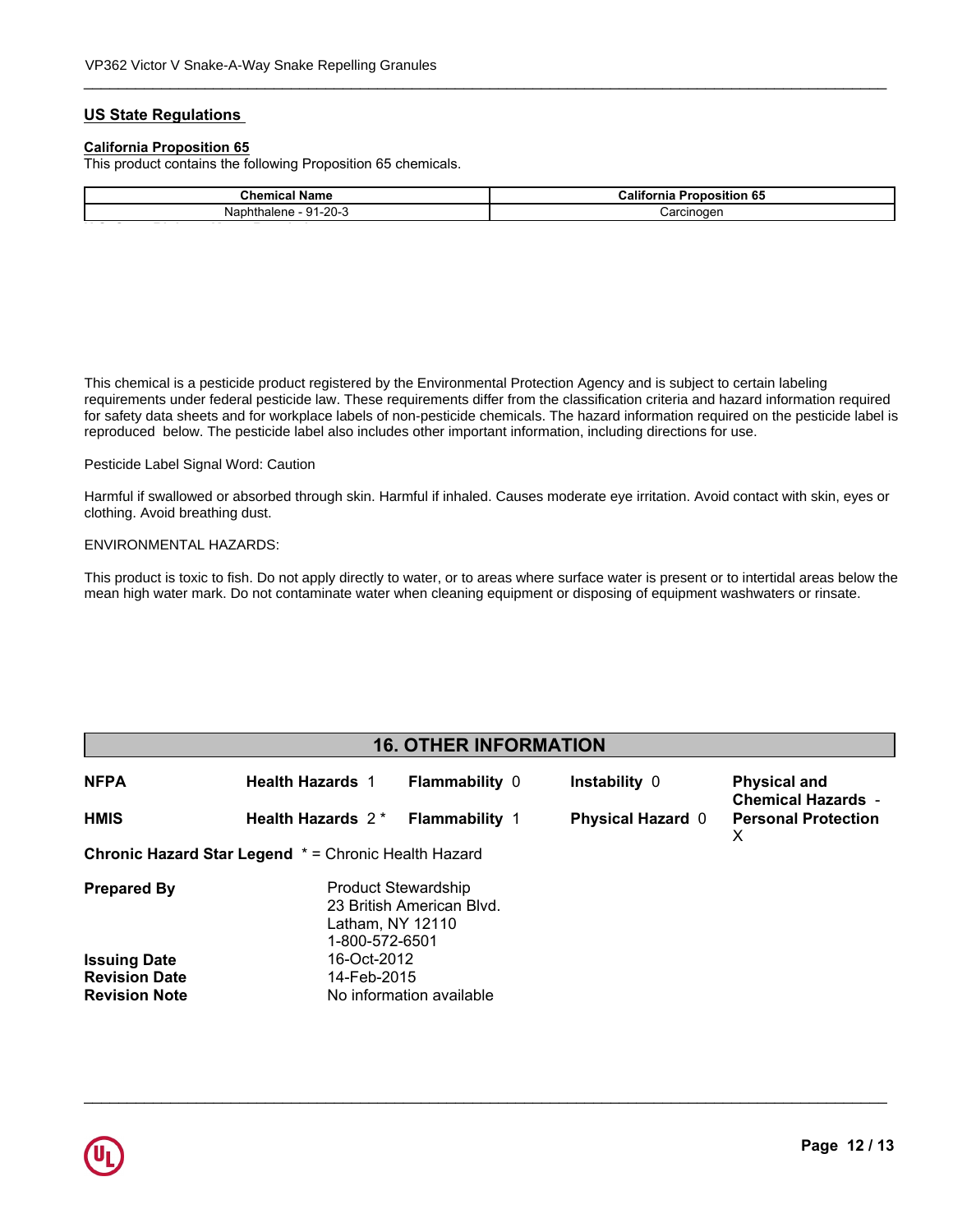## US State Regulations

### California Proposition 65

This product contains the following Proposition 65 chemicals.

| Chemical Name | California Proposition 65 |
| --- | --- |
| Naphthalene - 91-20-3 | Carcinogen |

This chemical is a pesticide product registered by the Environmental Protection Agency and is subject to certain labeling requirements under federal pesticide law. These requirements differ from the classification criteria and hazard information required for safety data sheets and for workplace labels of non-pesticide chemicals. The hazard information required on the pesticide label is reproduced below. The pesticide label also includes other important information, including directions for use.

Pesticide Label Signal Word: Caution

Harmful if swallowed or absorbed through skin. Harmful if inhaled. Causes moderate eye irritation. Avoid contact with skin, eyes or clothing. Avoid breathing dust.

ENVIRONMENTAL HAZARDS:

This product is toxic to fish. Do not apply directly to water, or to areas where surface water is present or to intertidal areas below the mean high water mark. Do not contaminate water when cleaning equipment or disposing of equipment washwaters or rinsate.

## 16. OTHER INFORMATION

| | | | | |
| --- | --- | --- | --- | --- |
| **NFPA** | **Health Hazards** 1 | **Flammability** 0 | **Instability** 0 | **Physical and Chemical Hazards** - |
| **HMIS** | **Health Hazards** 2 * | **Flammability** 1 | **Physical Hazard** 0 | **Personal Protection** X |

**Chronic Hazard Star Legend** * = Chronic Health Hazard

**Prepared By** Product Stewardship
23 British American Blvd.
Latham, NY 12110
1-800-572-6501

**Issuing Date** 16-Oct-2012
**Revision Date** 14-Feb-2015
**Revision Note** No information available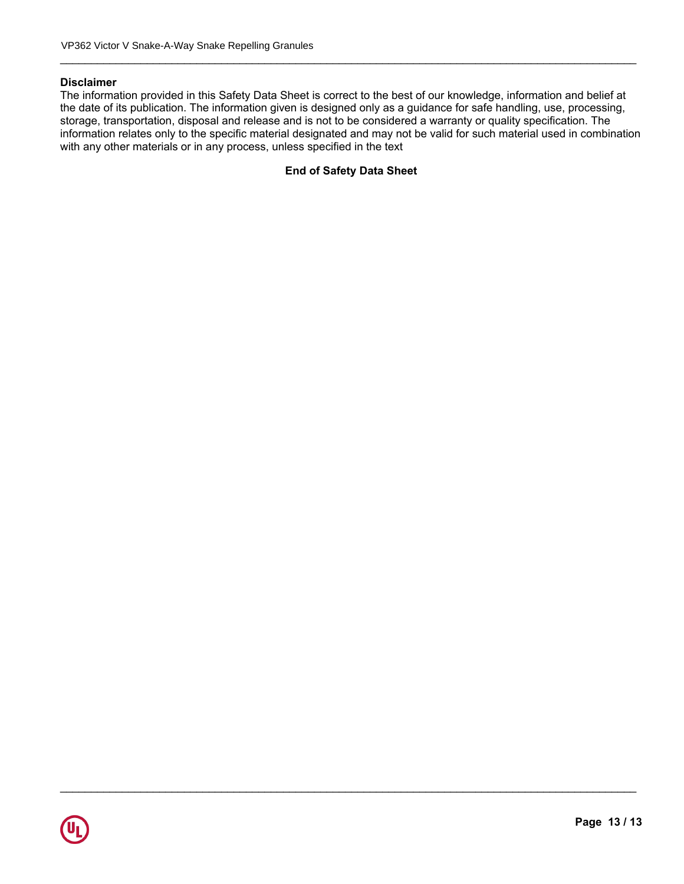### Disclaimer

The information provided in this Safety Data Sheet is correct to the best of our knowledge, information and belief at the date of its publication. The information given is designed only as a guidance for safe handling, use, processing, storage, transportation, disposal and release and is not to be considered a warranty or quality specification. The information relates only to the specific material designated and may not be valid for such material used in combination with any other materials or in any process, unless specified in the text

**End of Safety Data Sheet**